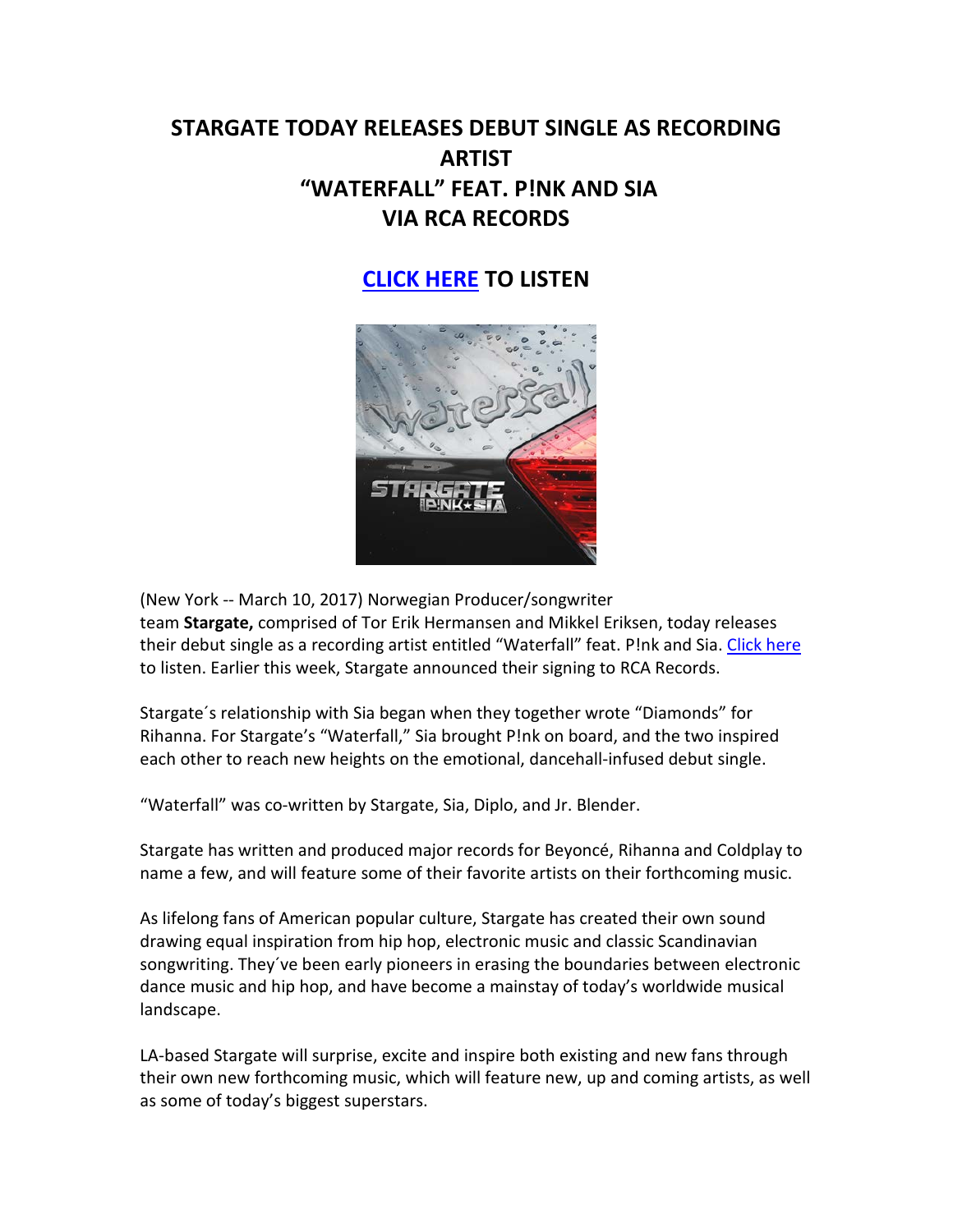# STARGATE TODAY RELEASES DEBUT SINGLE AS RECORDING ARTIST
# "WATERFALL" FEAT. P!NK AND SIA
# VIA RCA RECORDS

## CLICK HERE TO LISTEN

(New York -- March 10, 2017) Norwegian Producer/songwriter team **Stargate,** comprised of Tor Erik Hermansen and Mikkel Eriksen, today releases their debut single as a recording artist entitled "Waterfall" feat. P!nk and Sia. Click here to listen. Earlier this week, Stargate announced their signing to RCA Records.

Stargate´s relationship with Sia began when they together wrote "Diamonds" for Rihanna. For Stargate's "Waterfall," Sia brought P!nk on board, and the two inspired each other to reach new heights on the emotional, dancehall-infused debut single.

"Waterfall" was co-written by Stargate, Sia, Diplo, and Jr. Blender.

Stargate has written and produced major records for Beyoncé, Rihanna and Coldplay to name a few, and will feature some of their favorite artists on their forthcoming music.

As lifelong fans of American popular culture, Stargate has created their own sound drawing equal inspiration from hip hop, electronic music and classic Scandinavian songwriting. They´ve been early pioneers in erasing the boundaries between electronic dance music and hip hop, and have become a mainstay of today's worldwide musical landscape.

LA-based Stargate will surprise, excite and inspire both existing and new fans through their own new forthcoming music, which will feature new, up and coming artists, as well as some of today's biggest superstars.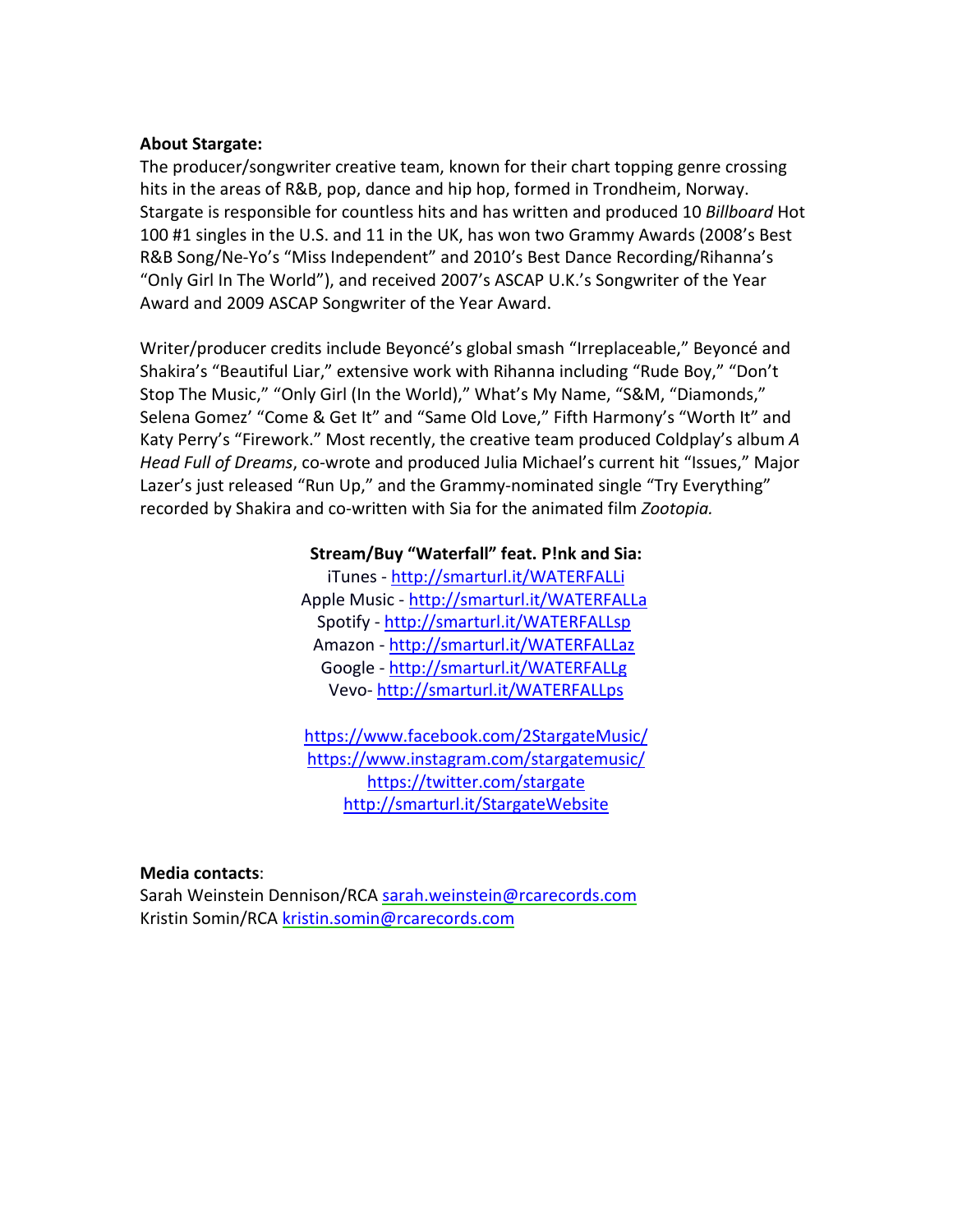**About Stargate:**

The producer/songwriter creative team, known for their chart topping genre crossing hits in the areas of R&B, pop, dance and hip hop, formed in Trondheim, Norway. Stargate is responsible for countless hits and has written and produced 10 *Billboard* Hot 100 #1 singles in the U.S. and 11 in the UK, has won two Grammy Awards (2008's Best R&B Song/Ne-Yo's "Miss Independent" and 2010's Best Dance Recording/Rihanna's "Only Girl In The World"), and received 2007's ASCAP U.K.'s Songwriter of the Year Award and 2009 ASCAP Songwriter of the Year Award.

Writer/producer credits include Beyoncé's global smash "Irreplaceable," Beyoncé and Shakira's "Beautiful Liar," extensive work with Rihanna including "Rude Boy," "Don't Stop The Music," "Only Girl (In the World)," What's My Name, "S&M, "Diamonds," Selena Gomez' "Come & Get It" and "Same Old Love," Fifth Harmony's "Worth It" and Katy Perry's "Firework." Most recently, the creative team produced Coldplay's album *A Head Full of Dreams*, co-wrote and produced Julia Michael's current hit "Issues," Major Lazer's just released "Run Up," and the Grammy-nominated single "Try Everything" recorded by Shakira and co-written with Sia for the animated film *Zootopia.*

**Stream/Buy "Waterfall" feat. P!nk and Sia:**

iTunes - http://smarturl.it/WATERFALLi
Apple Music - http://smarturl.it/WATERFALLa
Spotify - http://smarturl.it/WATERFALLsp
Amazon - http://smarturl.it/WATERFALLaz
Google - http://smarturl.it/WATERFALLg
Vevo- http://smarturl.it/WATERFALLps

https://www.facebook.com/2StargateMusic/
https://www.instagram.com/stargatemusic/
https://twitter.com/stargate
http://smarturl.it/StargateWebsite

**Media contacts**:

Sarah Weinstein Dennison/RCA sarah.weinstein@rcarecords.com
Kristin Somin/RCA kristin.somin@rcarecords.com